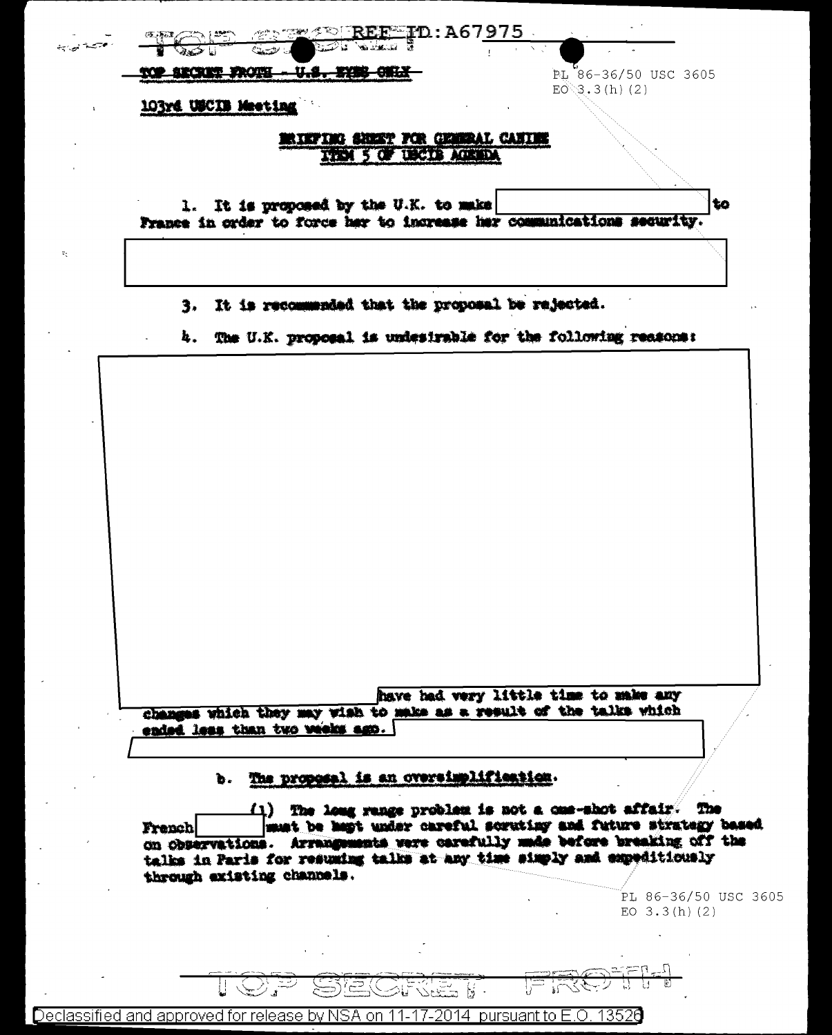REF ID:A67975

TOP SECRET FROTH - U.S. EYES ONLY

PL 86-36/50 USC 3605
EO 3.3(h)(2)

103rd USCIB Meeting

**BRIEFING SHEET FOR GENERAL CANINE**
**ITEM 5 OF USCIB AGENDA**

1. It is proposed by the U.K. to make [redacted] to France in order to force her to increase her communications security.

[redacted]

3. It is recommended that the proposal be rejected.

4. The U.K. proposal is undesirable for the following reasons:

[redacted] have had very little time to make any changes which they may wish to make as a result of the talks which ended less than two weeks ago. [redacted]

b. The proposal is an oversimplification.

(1) The long range problem is not a one-shot affair. The French [redacted] must be kept under careful scrutiny and future strategy based on observations. Arrangements were carefully made before breaking off the talks in Paris for resuming talks at any time simply and expeditiously through existing channels.

PL 86-36/50 USC 3605
EO 3.3(h)(2)

TOP SECRET FROTH

Declassified and approved for release by NSA on 11-17-2014 pursuant to E.O. 13526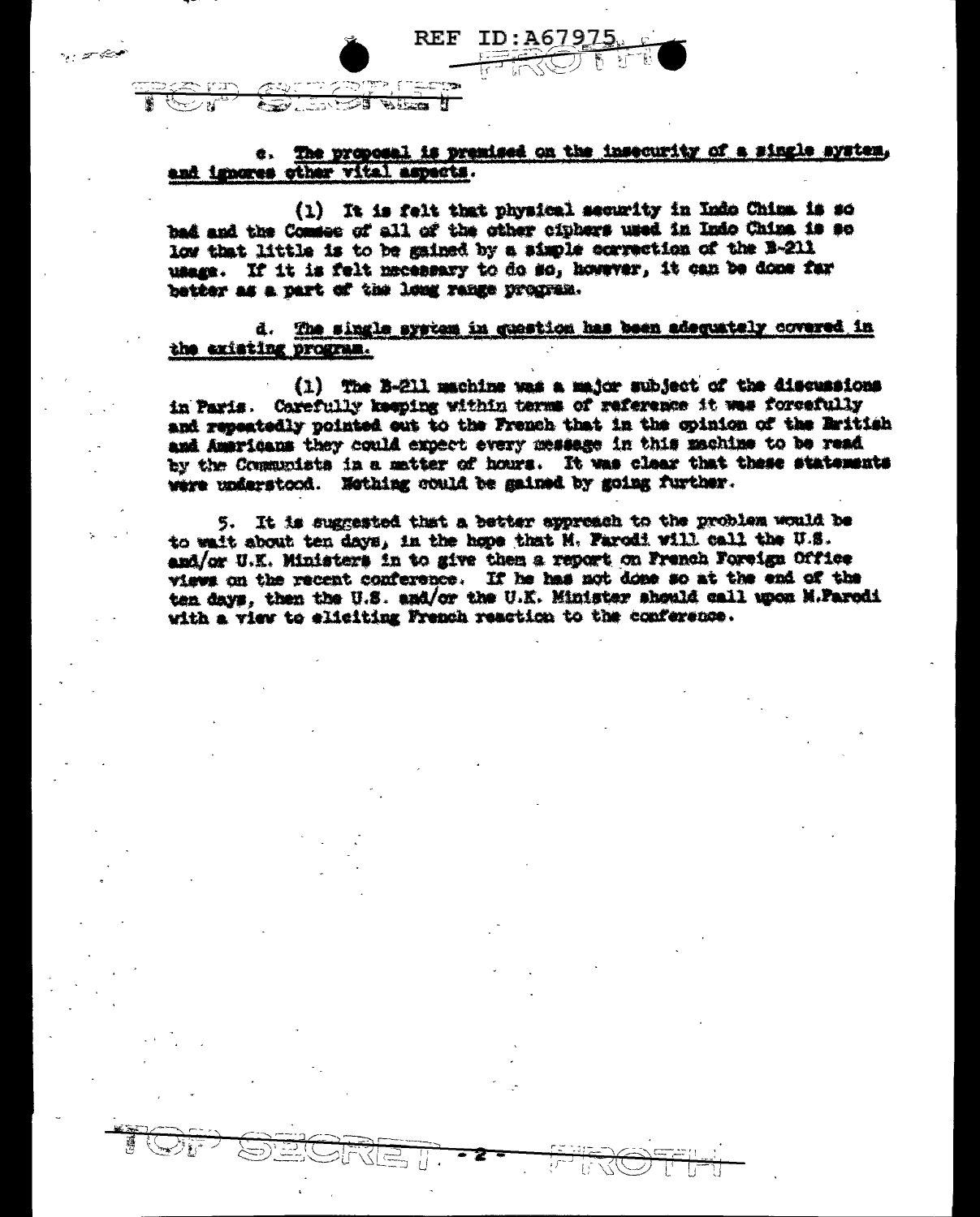c. The proposal is premised on the insecurity of a single system, and ignores other vital aspects.

(1) It is felt that physical security in Indo China is so bad and the Comsec of all of the other ciphers used in Indo China is so low that little is to be gained by a simple correction of the B-211 usage. If it is felt necessary to do so, however, it can be done far better as a part of the long range program.

d. The single system in question has been adequately covered in the existing program.

(1) The B-211 machine was a major subject of the discussions in Paris. Carefully keeping within terms of reference it was forcefully and repeatedly pointed out to the French that in the opinion of the British and Americans they could expect every message in this machine to be read by the Communists in a matter of hours. It was clear that these statements were understood. Nothing could be gained by going further.

5. It is suggested that a better approach to the problem would be to wait about ten days, in the hope that M. Parodi will call the U.S. and/or U.K. Ministers in to give them a report on French Foreign Office views on the recent conference. If he has not done so at the end of the ten days, then the U.S. and/or the U.K. Minister should call upon M.Parodi with a view to eliciting French reaction to the conference.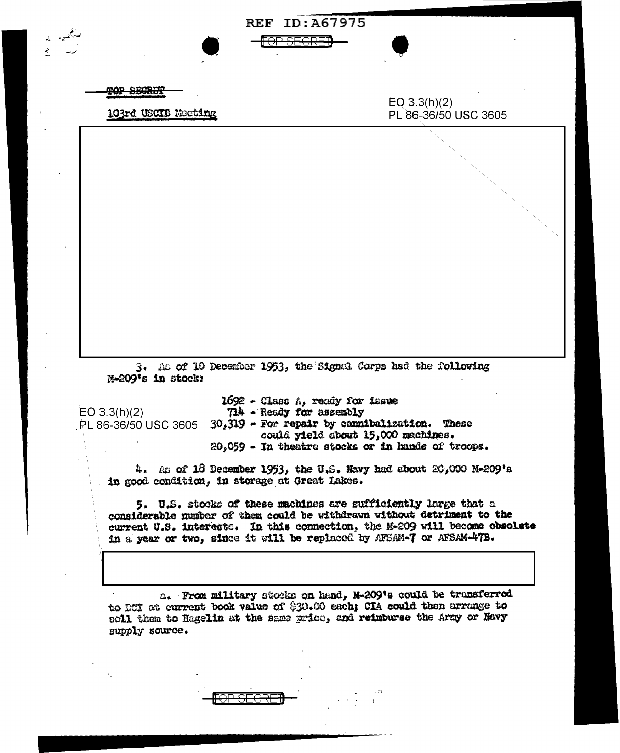TOP SECRET

103rd USCIB Meeting

EO 3.3(h)(2)
PL 86-36/50 USC 3605

3. As of 10 December 1953, the Signal Corps had the following M-209's in stock:

EO 3.3(h)(2)
PL 86-36/50 USC 3605

1692 - Class A, ready for issue
714 - Ready for assembly
30,319 - For repair by cannibalization. These could yield about 15,000 machines.
20,059 - In theatre stocks or in hands of troops.

4. As of 18 December 1953, the U.S. Navy had about 20,000 M-209's in good condition, in storage at Great Lakes.

5. U.S. stocks of these machines are sufficiently large that a considerable number of them could be withdrawn without detriment to the current U.S. interests. In this connection, the M-209 will become obsolete in a year or two, since it will be replaced by AFSAM-7 or AFSAM-47B.

a. From military stocks on hand, M-209's could be transferred to DCI at current book value of $30.00 each; CIA could then arrange to sell them to Hagelin at the same price, and reimburse the Army or Navy supply source.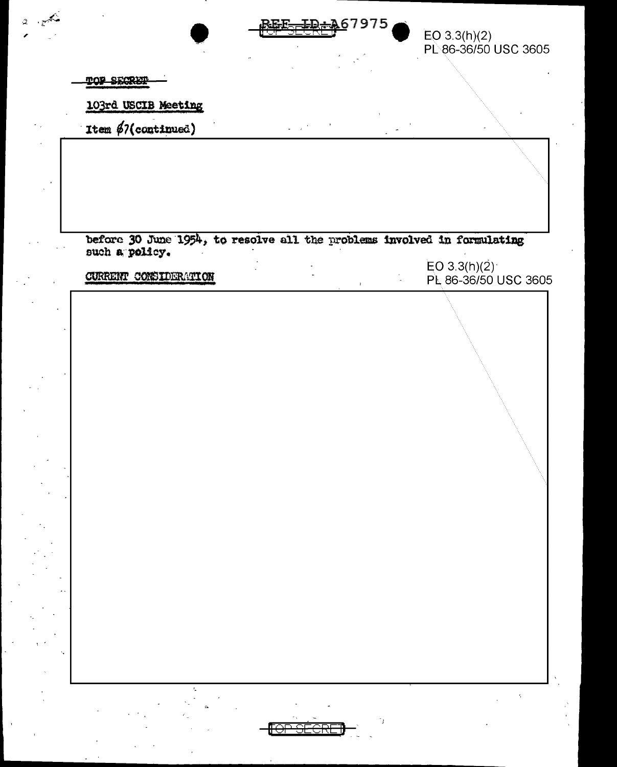TOP SECRET

103rd USCIB Meeting

Item 7 (continued)

EO 3.3(h)(2)
PL 86-36/50 USC 3605

before 30 June 1954, to resolve all the problems involved in formulating such a policy.

CURRENT CONSIDERATION

EO 3.3(h)(2)
PL 86-36/50 USC 3605

TOP SECRET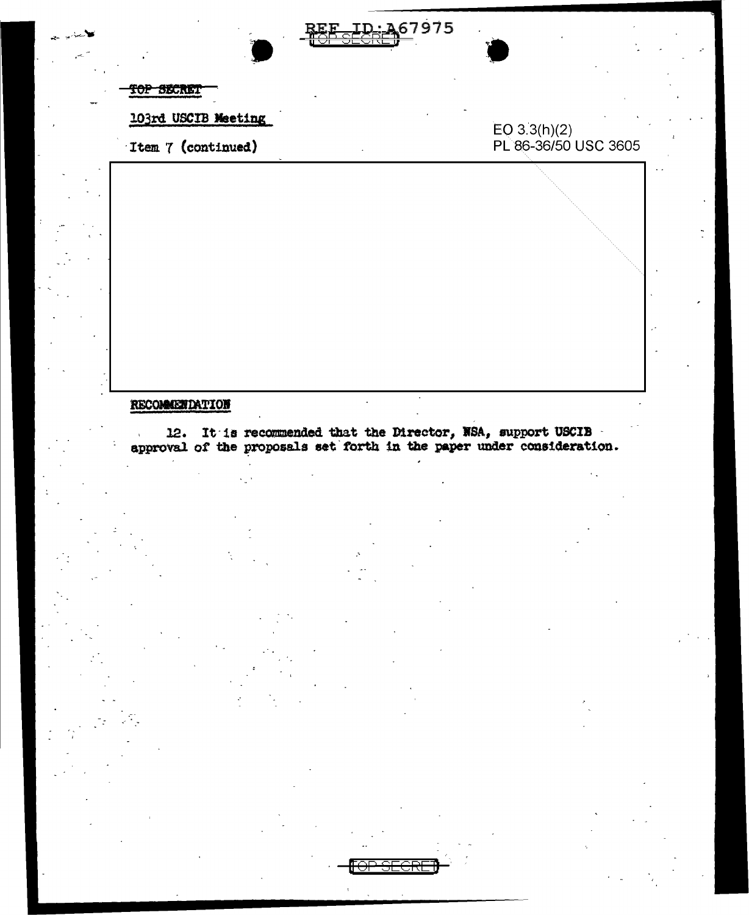~~TOP SECRET~~

103rd USCIB Meeting

Item 7 (continued)

EO 3.3(h)(2)
PL 86-36/50 USC 3605

**RECOMMENDATION**

12. It is recommended that the Director, NSA, support USCIB approval of the proposals set forth in the paper under consideration.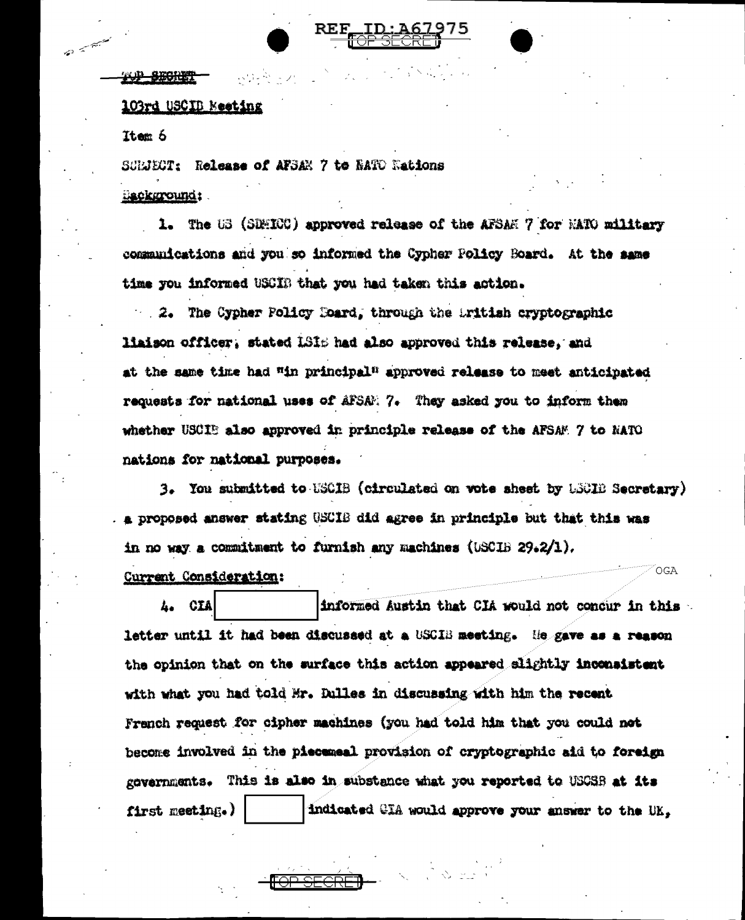TOP SECRET

103rd USCIB Meeting

Item 6

SUBJECT: Release of AFSAM 7 to NATO Nations

Background:

1. The US (SDMICC) approved release of the AFSAM 7 for NATO military communications and you so informed the Cypher Policy Board. At the same time you informed USCIB that you had taken this action.

2. The Cypher Policy Board, through the British cryptographic liaison officer, stated LSIB had also approved this release, and at the same time had "in principal" approved release to meet anticipated requests for national uses of AFSAM 7. They asked you to inform them whether USCIB also approved in principle release of the AFSAM 7 to NATO nations for national purposes.

3. You submitted to USCIB (circulated on vote sheet by USCIB Secretary) a proposed answer stating USCIB did agree in principle but that this was in no way a commitment to furnish any machines (USCIB 29.2/1).

Current Consideration:

OGA

4. CIA [redacted] informed Austin that CIA would not concur in this letter until it had been discussed at a USCIB meeting. He gave as a reason the opinion that on the surface this action appeared slightly inconsistent with what you had told Mr. Dulles in discussing with him the recent French request for cipher machines (you had told him that you could not become involved in the piecemeal provision of cryptographic aid to foreign governments. This is also in substance what you reported to USCSB at its first meeting.) [redacted] indicated CIA would approve your answer to the UK,

TOP SECRET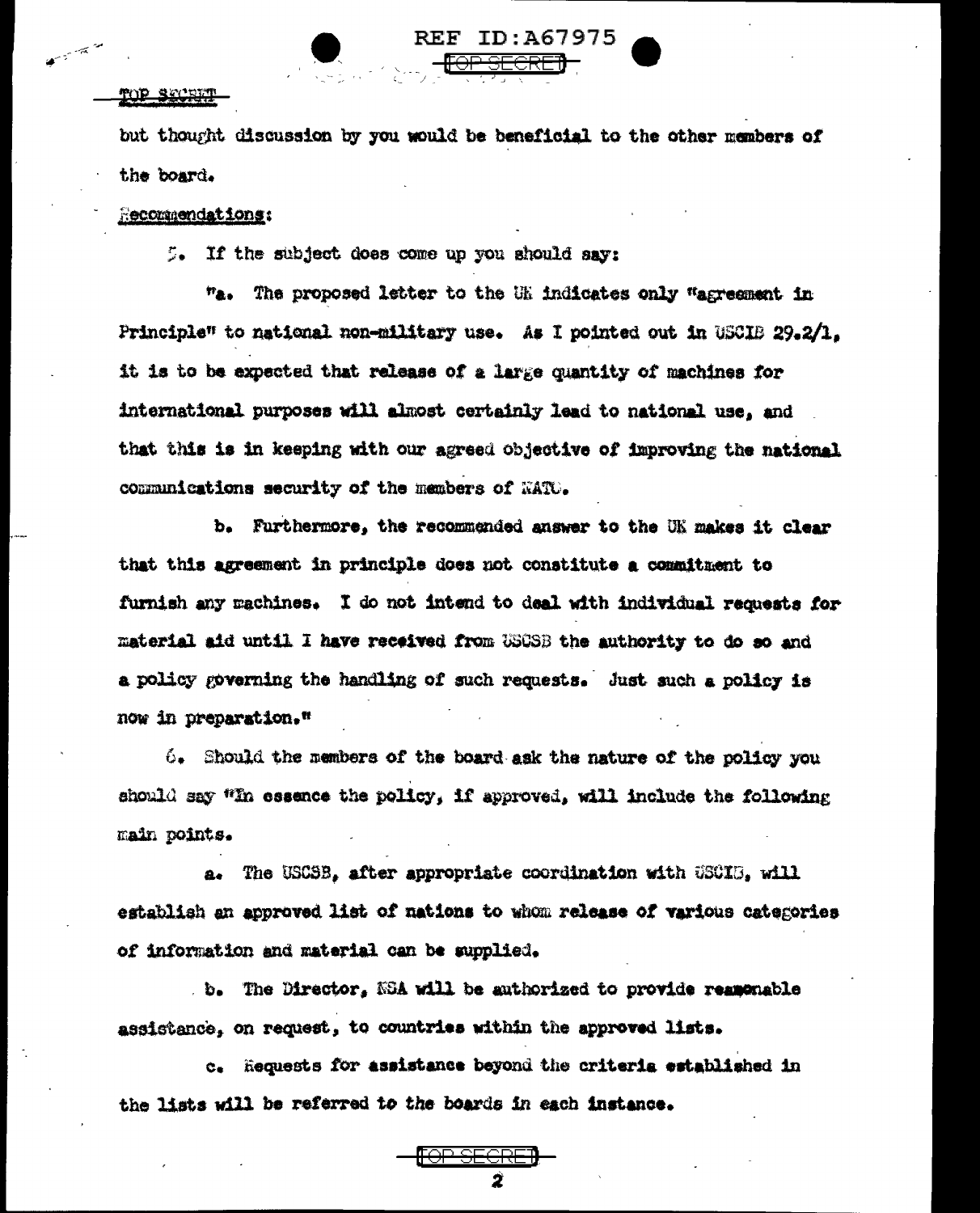but thought discussion by you would be beneficial to the other members of the board.

Recommendations:

5. If the subject does come up you should say:

"a. The proposed letter to the UK indicates only "agreement in Principle" to national non-military use. As I pointed out in USCIB 29.2/1, it is to be expected that release of a large quantity of machines for international purposes will almost certainly lead to national use, and that this is in keeping with our agreed objective of improving the national communications security of the members of NATO.

b. Furthermore, the recommended answer to the UK makes it clear that this agreement in principle does not constitute a commitment to furnish any machines. I do not intend to deal with individual requests for material aid until I have received from USCSB the authority to do so and a policy governing the handling of such requests. Just such a policy is now in preparation."

6. Should the members of the board ask the nature of the policy you should say "In essence the policy, if approved, will include the following main points.

a. The USCSB, after appropriate coordination with USCIB, will establish an approved list of nations to whom release of various categories of information and material can be supplied.

b. The Director, NSA will be authorized to provide reasonable assistance, on request, to countries within the approved lists.

c. Requests for assistance beyond the criteria established in the lists will be referred to the boards in each instance.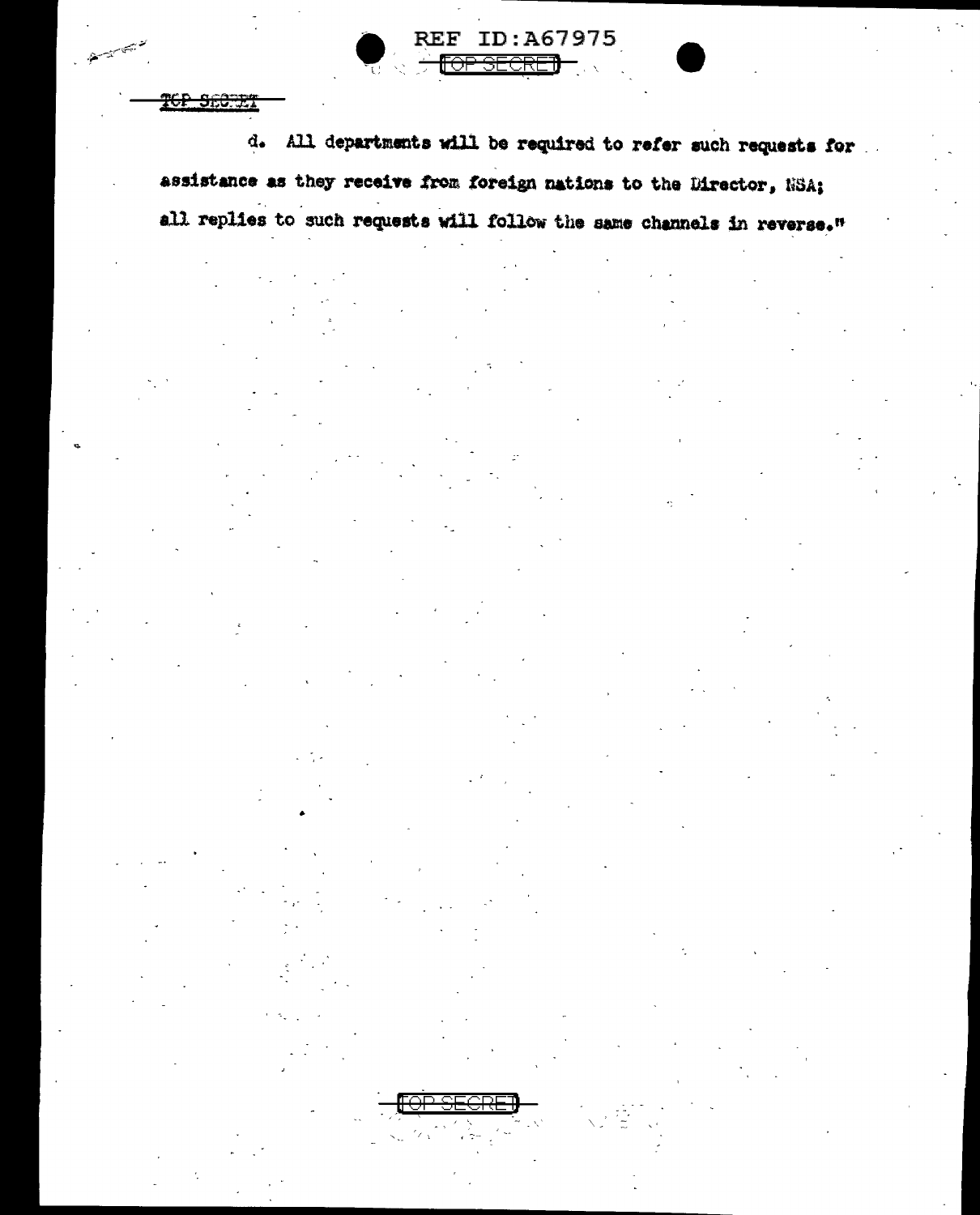d. All departments will be required to refer such requests for assistance as they receive from foreign nations to the Director, NSA; all replies to such requests will follow the same channels in reverse."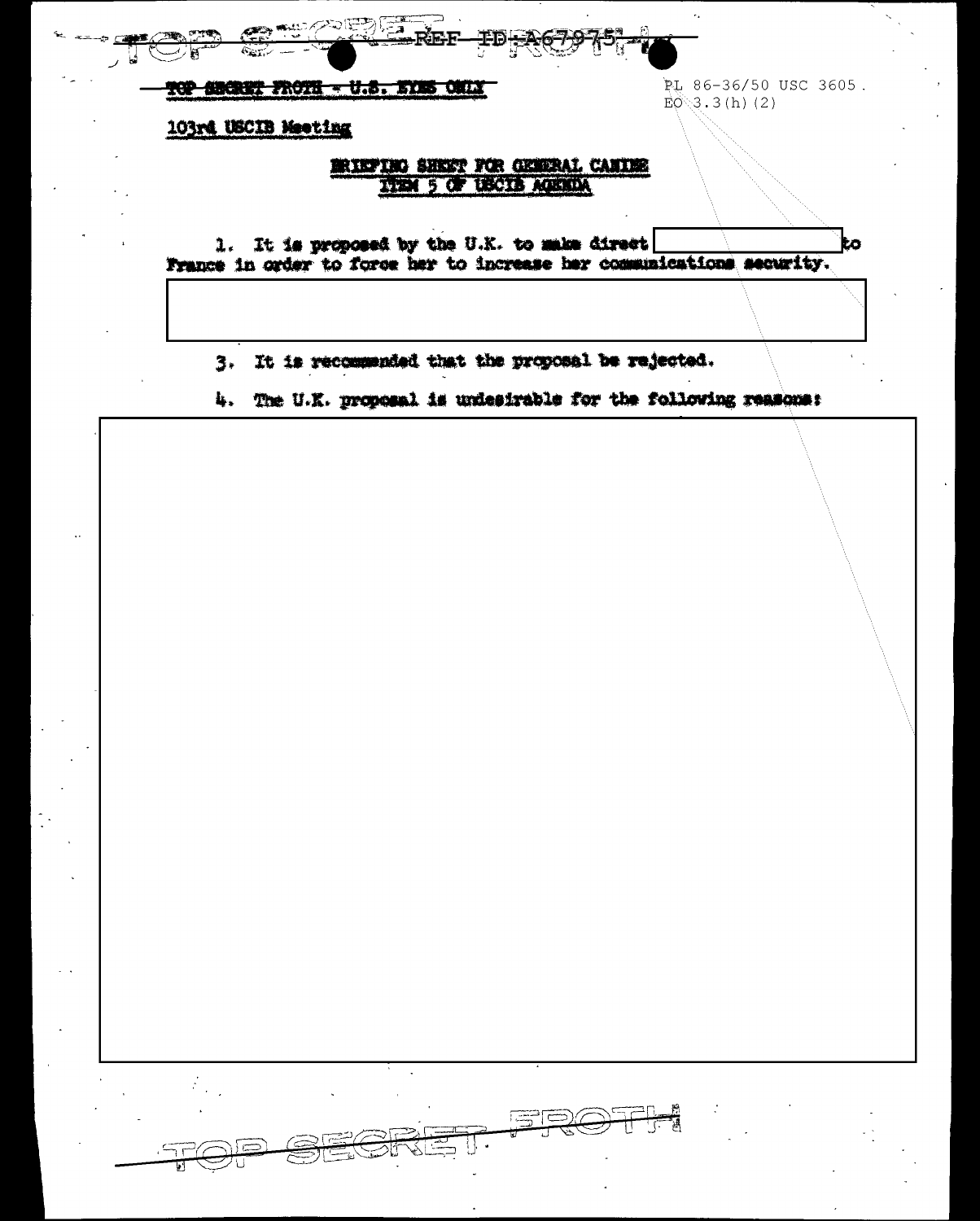~~TOP SECRET FROTH - U.S. EYES ONLY~~

PL 86-36/50 USC 3605
EO 3.3(h)(2)

103rd USCIB Meeting

BRIEFING SHEET FOR GENERAL CANINE
ITEM 5 OF USCIB AGENDA

1. It is proposed by the U.K. to make direct [REDACTED] to France in order to force her to increase her communications security.

[REDACTED]

3. It is recommended that the proposal be rejected.

4. The U.K. proposal is undesirable for the following reasons:

[REDACTED]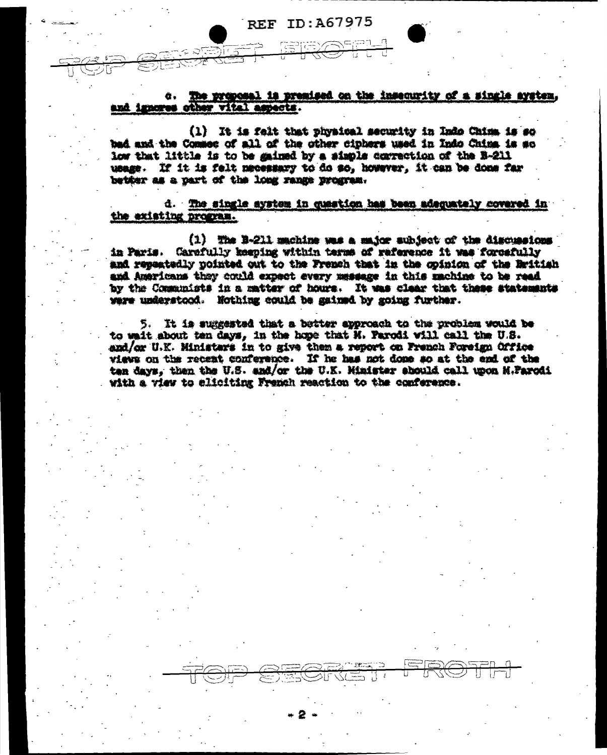c. <u>The proposal is premised on the insecurity of a single system, and ignores other vital aspects.</u>

(1) It is felt that physical security in Indo China is so bad and the Comsec of all of the other ciphers used in Indo China is so low that little is to be gained by a simple correction of the B-211 usage. If it is felt necessary to do so, however, it can be done far better as a part of the long range program.

d. <u>The single system in question has been adequately covered in the existing program.</u>

(1) The B-211 machine was a major subject of the discussions in Paris. Carefully keeping within terms of reference it was forcefully and repeatedly pointed out to the French that in the opinion of the British and Americans they could expect every message in this machine to be read by the Communists in a matter of hours. It was clear that these statements were understood. Nothing could be gained by going further.

5. It is suggested that a better approach to the problem would be to wait about ten days, in the hope that M. Parodi will call the U.S. and/or U.K. Ministers in to give them a report on French Foreign Office views on the recent conference. If he has not done so at the end of the ten days, then the U.S. and/or the U.K. Minister should call upon M.Parodi with a view to eliciting French reaction to the conference.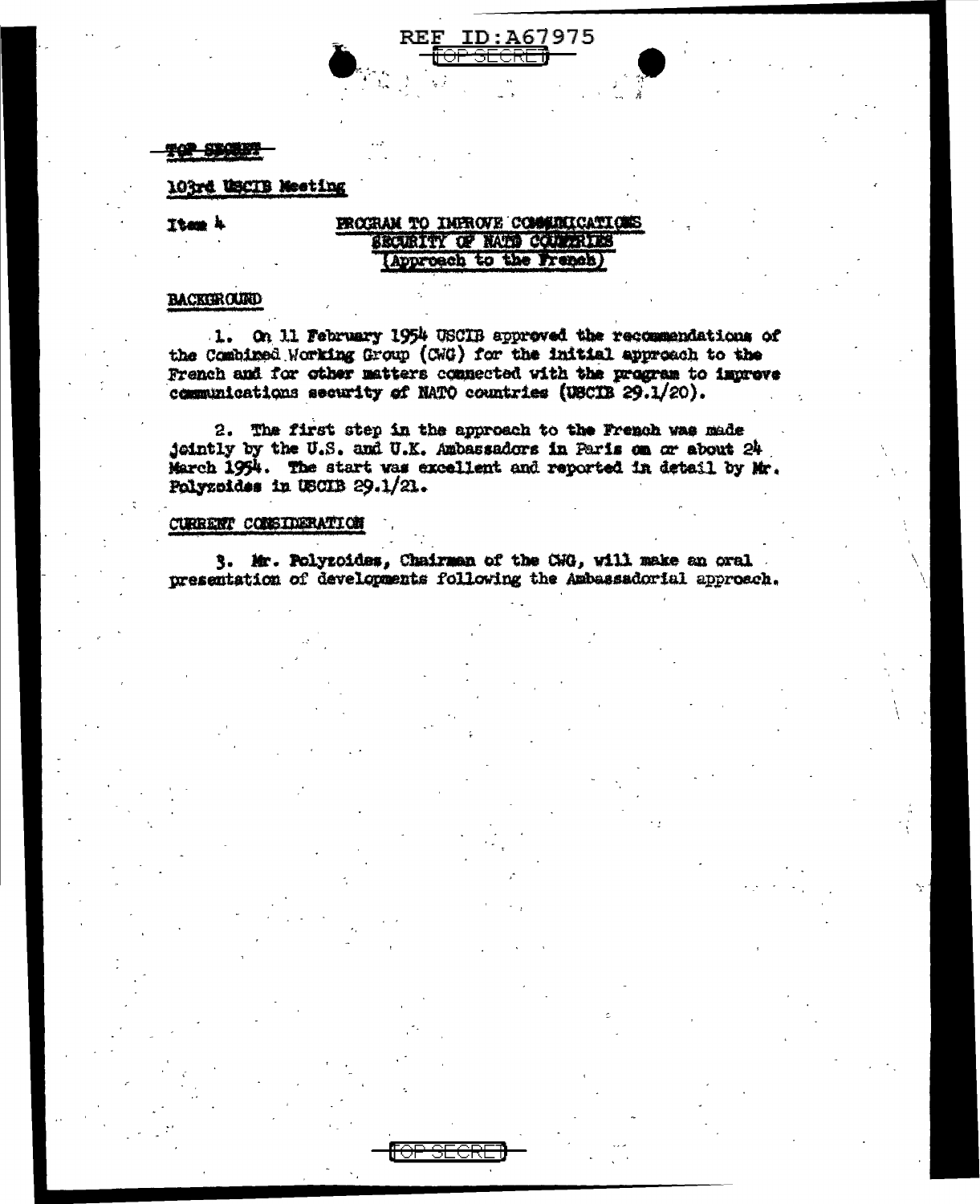REF ID:A67975

TOP SECRET

TOP SECRET

103rd USCIB Meeting

Item 4

PROGRAM TO IMPROVE COMMUNICATIONS SECURITY OF NATO COUNTRIES (Approach to the French)

BACKGROUND

1. On 11 February 1954 USCIB approved the recommendations of the Combined Working Group (CWG) for the initial approach to the French and for other matters connected with the program to improve communications security of NATO countries (USCIB 29.1/20).

2. The first step in the approach to the French was made jointly by the U.S. and U.K. Ambassadors in Paris on or about 24 March 1954. The start was excellent and reported in detail by Mr. Polyzoides in USCIB 29.1/21.

CURRENT CONSIDERATION

3. Mr. Polyzoides, Chairman of the CWG, will make an oral presentation of developments following the Ambassadorial approach.

TOP SECRET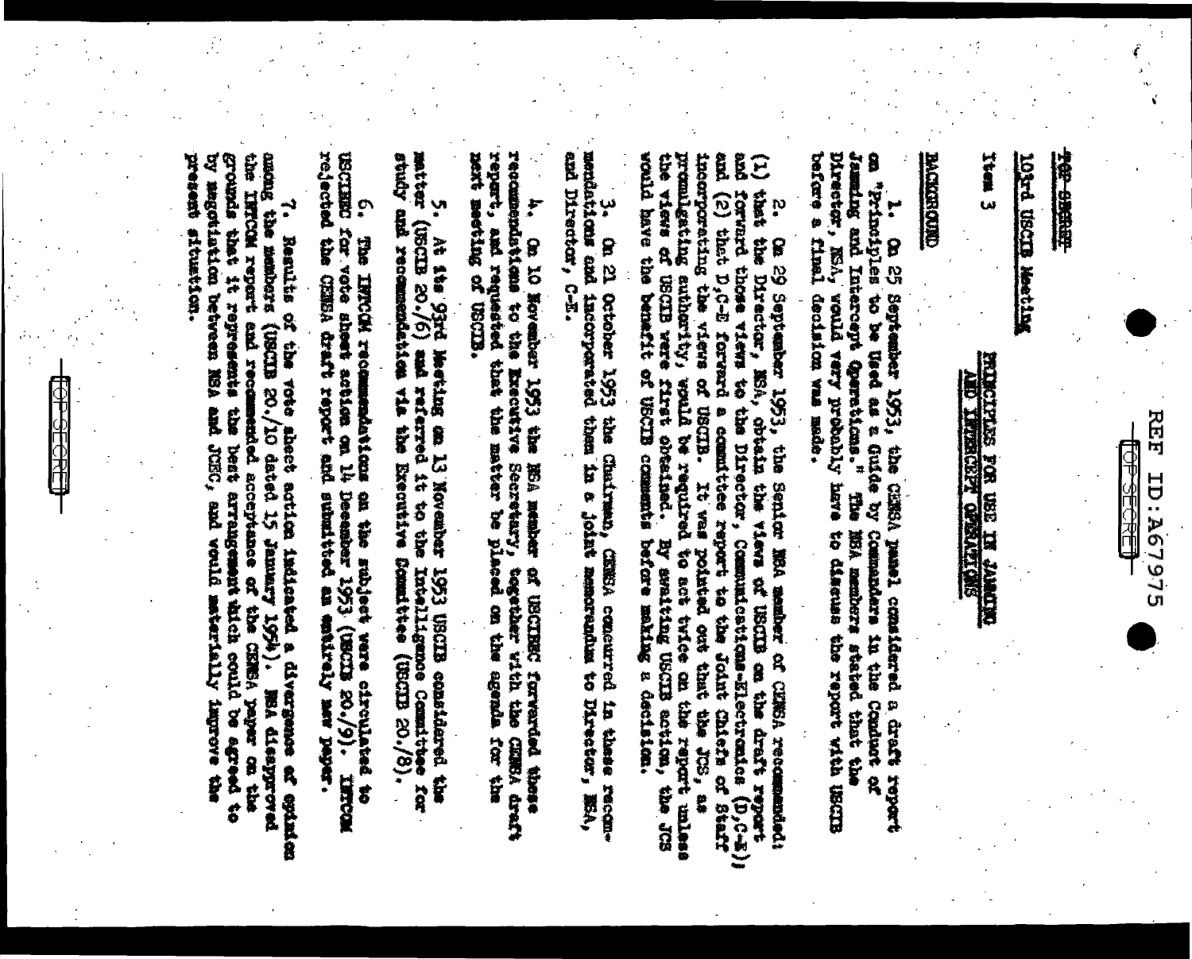TOP SECRET

103rd USCIB Meeting

Item 3

**PRINCIPLES FOR USE IN JAMMING AND INTERCEPT OPERATIONS**

**BACKGROUND**

1. On 25 September 1953, the CEMSA panel considered a draft report on "Principles to be Used as a Guide by Commanders in the Conduct of Jamming and Intercept Operations." The NSA members stated that the Director, NSA, would very probably have to discuss the report with USCIB before a final decision was made.

2. On 29 September 1953, the Senior NSA member of CEMSA recommended: (1) that the Director, NSA, obtain the views of USCIB on the draft report and forward those views to the Director, Communications-Electronics (D,C-E); and (2) that D,C-E forward a committee report to the Joint Chiefs of Staff incorporating the views of USCIB. It was pointed out that the JCS, as promulgating authority, would be required to act twice on the report unless the views of USCIB were first obtained. By awaiting USCIB action, the JCS would have the benefit of USCIB comments before making a decision.

3. On 21 October 1953 the Chairman, CEMSA concurred in these recommendations and incorporated them in a joint memorandum to Director, NSA, and Director, C-E.

4. On 10 November 1953 the NSA member of USCIBEC forwarded these recommendations to the Executive Secretary, together with the CEMSA draft report, and requested that the matter be placed on the agenda for the next meeting of USCIB.

5. At its 93rd Meeting on 13 November 1953 USCIB considered the matter (USCIB 20./6) and referred it to the Intelligence Committee for study and recommendation via the Executive Committee (USCIB 20./8).

6. The INTCOM recommendations on the subject were circulated to USCIBEC for vote sheet action on 14 December 1953 (USCIB 20./9). INTCOM rejected the CEMSA draft report and submitted an entirely new paper.

7. Results of the vote sheet action indicated a divergence of opinion among the members (USCIB 20./10 dated 15 January 1954). NSA disapproved the INTCOM report and recommended acceptance of the CEMSA paper on the grounds that it represents the best arrangement which could be agreed to by negotiation between NSA and JCEC, and would materially improve the present situation.

TOP SECRET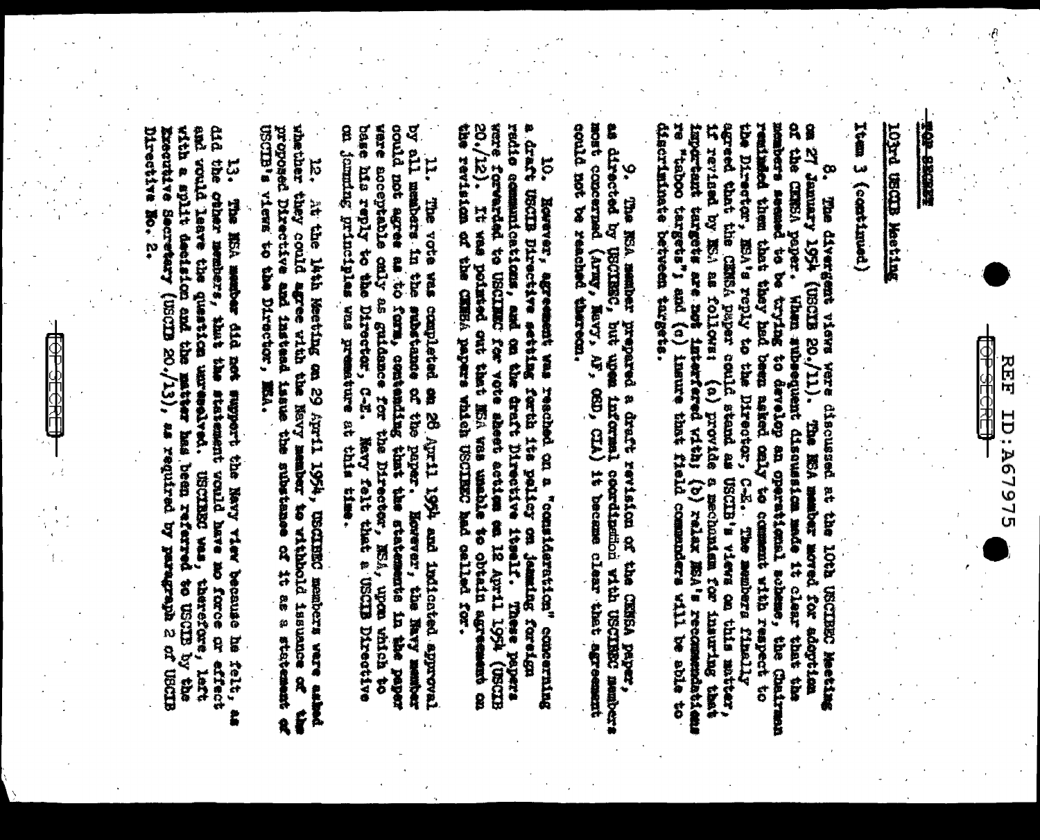TOP SECRET

103rd USCIB Meeting

Item 3 (continued)

8. The divergent views were discussed at the 10th USCIBEC Meeting on 27 January 1954 (USCIB 20./11). The NSA member moved for adoption of the CENSA paper. When subsequent discussion made it clear that the members seemed to be trying to develop an operational scheme, the Chairman reminded them that they had been asked only to comment with respect to the Director, NSA's reply to the Director, C-E. The members finally agreed that the CENSA paper could stand as USCIB's views on this matter, if revised by NSA as follows: (a) provide a mechanism for insuring that important targets are not interfered with; (b) relax NSA's recommendations re "taboo targets"; and (c) insure that field commanders will be able to discriminate between targets.

9. The NSA member prepared a draft revision of the CENSA paper, as directed by USCIBEC, but upon informal coordination with USCIBEC members most concerned (Army, Navy, AF, OSD, CIA) it became clear that agreement could not be reached thereon.

10. However, agreement was reached on a "consideration" concerning a draft USCIB Directive setting forth its policy on jamming foreign radio communications, and on the draft Directive itself. These papers were forwarded to USCIBEC for vote sheet action on 12 April 1954 (USCIB 20./12). It was pointed out that NSA was unable to obtain agreement on the revision of the CENSA papers which USCIBEC had called for.

11. The vote was completed on 28 April 1954 and indicated approval by all members in the substance of the paper. However, the Navy member could not agree as to form, contending that the statements in the paper were acceptable only as guidance for the Director, NSA, upon which to base his reply to the Director, C-E. Navy felt that a USCIB Directive on jamming principles was premature at this time.

12. At the 14th Meeting on 29 April 1954, USCIBEC members were asked whether they could agree with the Navy member to withhold issuance of the proposed Directive and instead issue the substance of it as a statement of USCIB's views to the Director, NSA.

13. The NSA member did not support the Navy view because he felt, as did the other members, that the statement would have no force or effect and would leave the question unresolved. USCIBEC was, therefore, left with a split decision and the matter has been referred to USCIB by the Executive Secretary (USCIB 20./13), as required by paragraph 2 of USCIB Directive No. 2.

TOP SECRET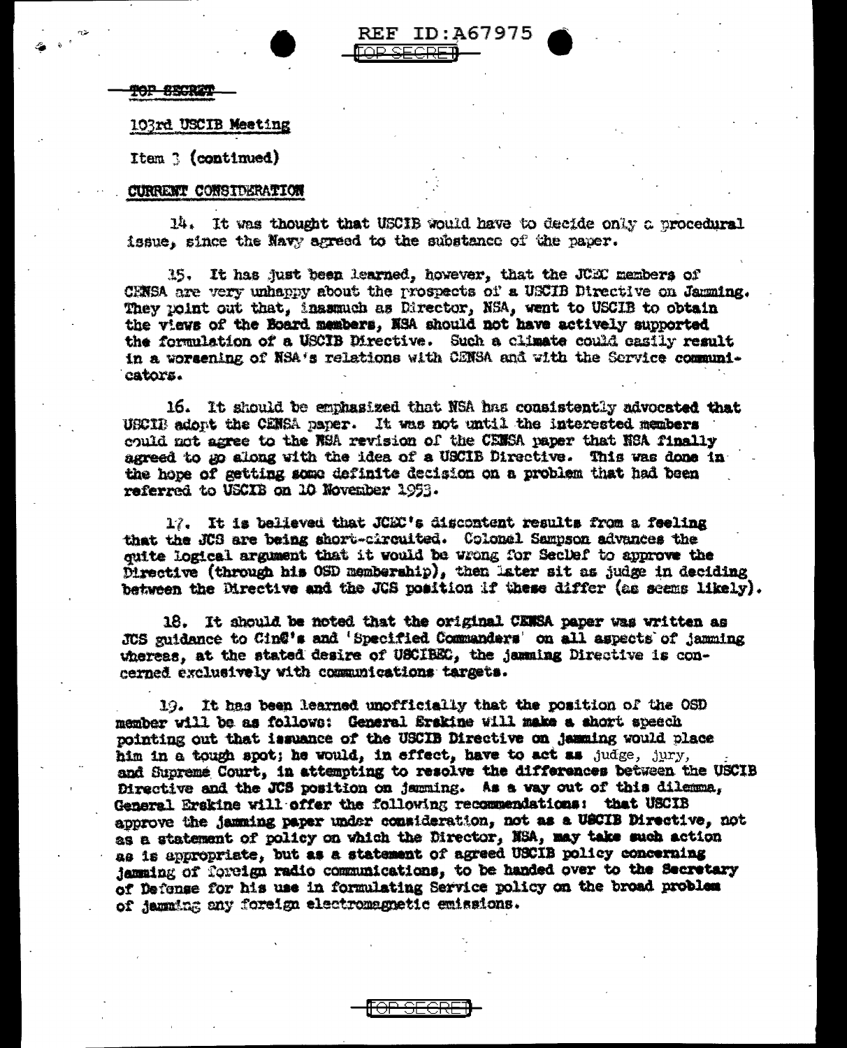TOP SECRET

103rd USCIB Meeting

Item 3 (continued)

CURRENT CONSIDERATION

14. It was thought that USCIB would have to decide only a procedural issue, since the Navy agreed to the substance of the paper.

15. It has just been learned, however, that the JCEC members of CENSA are very unhappy about the prospects of a USCIB Directive on Jamming. They point out that, inasmuch as Director, NSA, went to USCIB to obtain the views of the Board members, NSA should not have actively supported the formulation of a USCIB Directive. Such a climate could easily result in a worsening of NSA's relations with CENSA and with the Service communicators.

16. It should be emphasized that NSA has consistently advocated that USCIB adopt the CENSA paper. It was not until the interested members could not agree to the NSA revision of the CENSA paper that NSA finally agreed to go along with the idea of a USCIB Directive. This was done in the hope of getting some definite decision on a problem that had been referred to USCIB on 10 November 1953.

17. It is believed that JCEC's discontent results from a feeling that the JCS are being short-circuited. Colonel Sampson advances the quite logical argument that it would be wrong for SecDef to approve the Directive (through his OSD membership), then later sit as judge in deciding between the Directive and the JCS position if these differ (as seems likely).

18. It should be noted that the original CENSA paper was written as JCS guidance to CinC's and 'Specified Commanders' on all aspects of jamming whereas, at the stated desire of USCIBEC, the jamming Directive is concerned exclusively with communications targets.

19. It has been learned unofficially that the position of the OSD member will be as follows: General Erskine will make a short speech pointing out that issuance of the USCIB Directive on jamming would place him in a tough spot; he would, in effect, have to act as judge, jury, and Supreme Court, in attempting to resolve the differences between the USCIB Directive and the JCS position on jamming. As a way out of this dilemma, General Erskine will offer the following recommendations: that USCIB approve the jamming paper under consideration, not as a USCIB Directive, not as a statement of policy on which the Director, NSA, may take such action as is appropriate, but as a statement of agreed USCIB policy concerning jamming of foreign radio communications, to be handed over to the Secretary of Defense for his use in formulating Service policy on the broad problem of jamming any foreign electromagnetic emissions.

TOP SECRET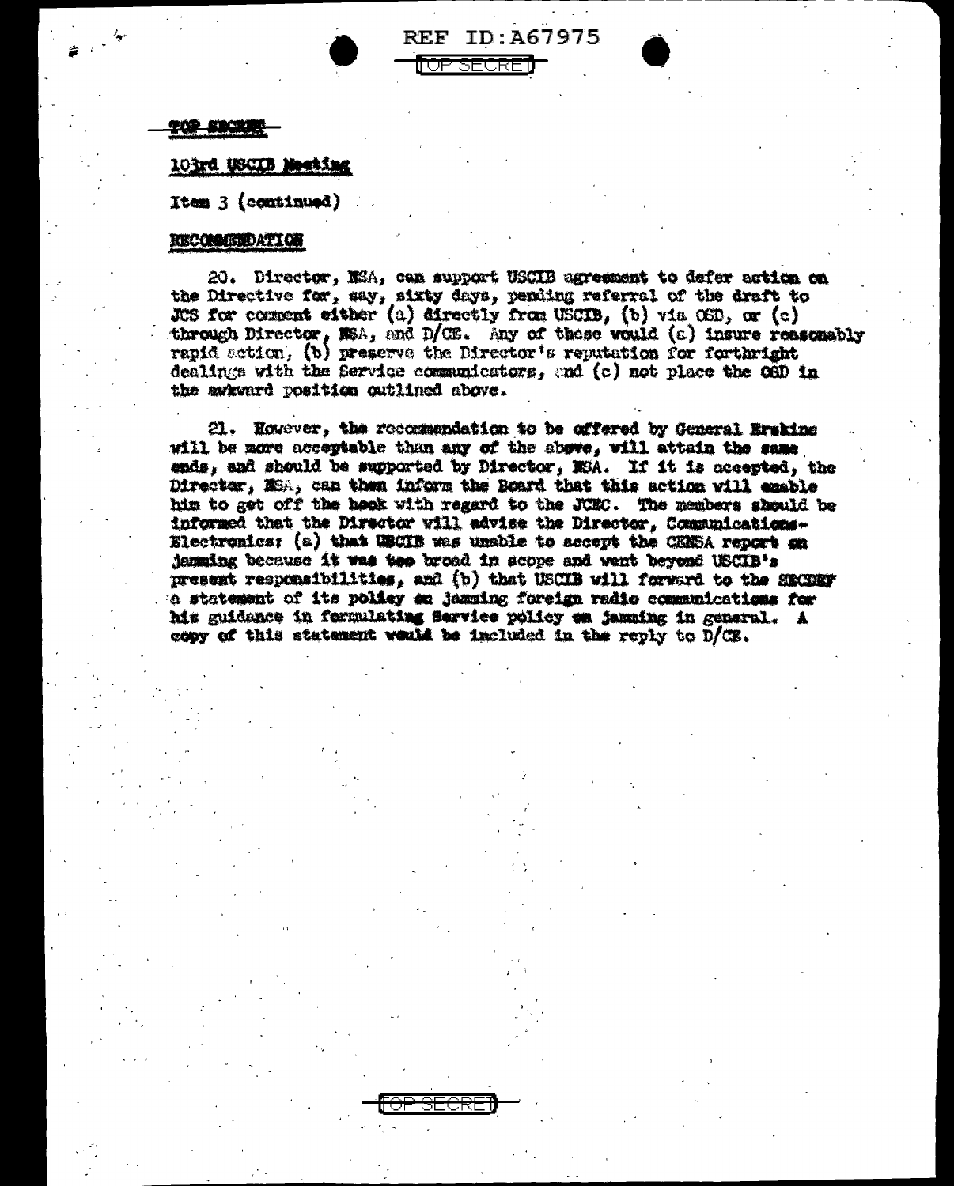TOP SECRET

103rd USCIB Meeting

Item 3 (continued)

**RECOMMENDATION**

20. Director, NSA, can support USCIB agreement to defer action on the Directive for, say, sixty days, pending referral of the draft to JCS for comment either (a) directly from USCIB, (b) via OSD, or (c) through Director, NSA, and D/CE. Any of these would (a) insure reasonably rapid action, (b) preserve the Director's reputation for forthright dealings with the Service communicators, and (c) not place the OSD in the awkward position outlined above.

21. However, the recommendation to be offered by General Erskine will be more acceptable than any of the above, will attain the same ends, and should be supported by Director, NSA. If it is accepted, the Director, NSA, can then inform the Board that this action will enable him to get off the hook with regard to the JCEC. The members should be informed that the Director will advise the Director, Communications-Electronics: (a) that USCIB was unable to accept the CENSA report on jamming because it was too broad in scope and went beyond USCIB's present responsibilities, and (b) that USCIB will forward to the SECDEF a statement of its policy on jamming foreign radio communications for his guidance in formulating Service policy on jamming in general. A copy of this statement would be included in the reply to D/CE.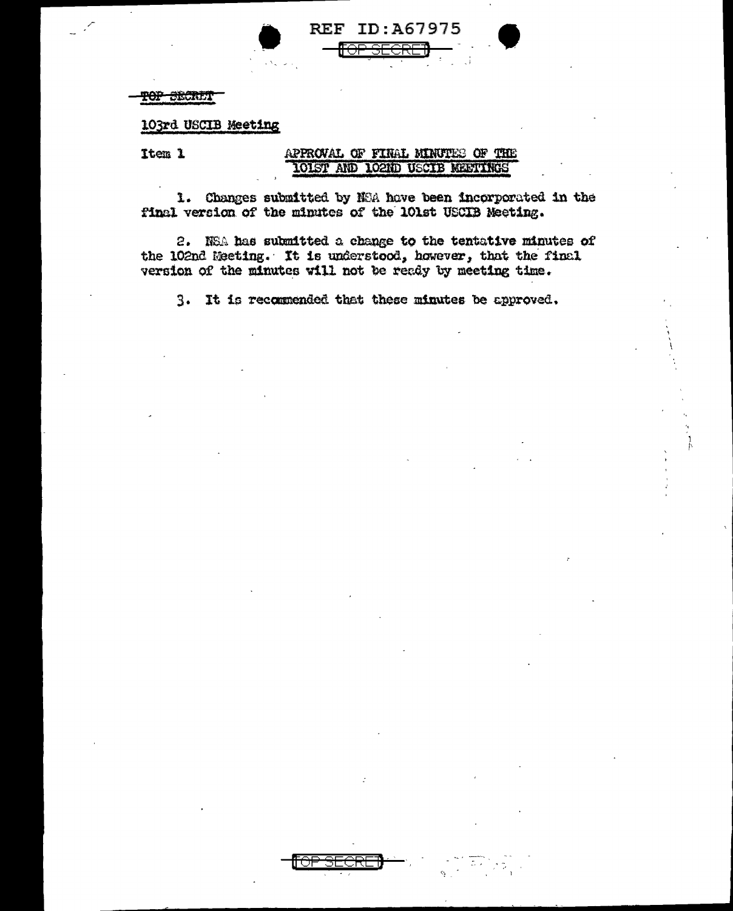TOP SECRET

103rd USCIB Meeting

Item 1

APPROVAL OF FINAL MINUTES OF THE 101ST AND 102ND USCIB MEETINGS

1. Changes submitted by NSA have been incorporated in the final version of the minutes of the 101st USCIB Meeting.

2. NSA has submitted a change to the tentative minutes of the 102nd Meeting. It is understood, however, that the final version of the minutes will not be ready by meeting time.

3. It is recommended that these minutes be approved.